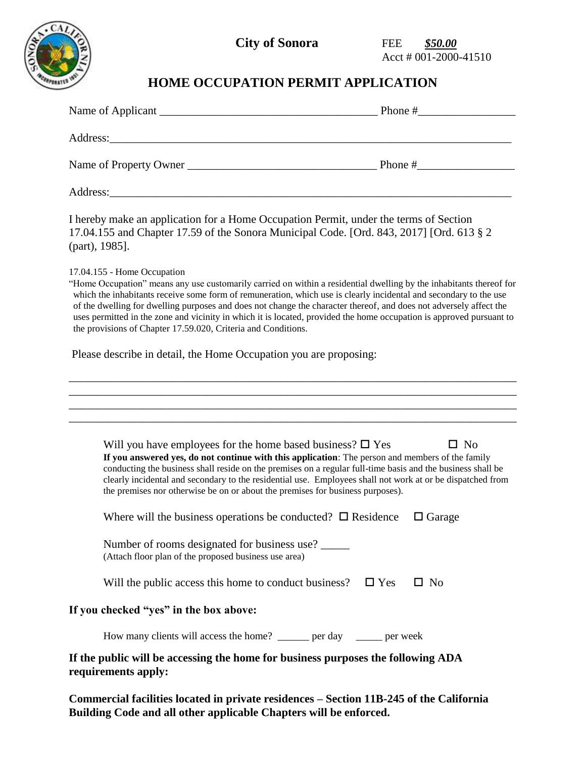**City of Sonora**

FEE ***$50.00***
Acct # 001-2000-41510

# HOME OCCUPATION PERMIT APPLICATION

Name of Applicant ______________________________________ Phone #_________________

Address:__________________________________________________________________________

Name of Property Owner _________________________________ Phone #_________________

Address:__________________________________________________________________________

I hereby make an application for a Home Occupation Permit, under the terms of Section 17.04.155 and Chapter 17.59 of the Sonora Municipal Code. [Ord. 843, 2017] [Ord. 613 § 2 (part), 1985].

17.04.155 - Home Occupation

"Home Occupation" means any use customarily carried on within a residential dwelling by the inhabitants thereof for which the inhabitants receive some form of remuneration, which use is clearly incidental and secondary to the use of the dwelling for dwelling purposes and does not change the character thereof, and does not adversely affect the uses permitted in the zone and vicinity in which it is located, provided the home occupation is approved pursuant to the provisions of Chapter 17.59.020, Criteria and Conditions.

Please describe in detail, the Home Occupation you are proposing:

__________________________________________________________________________________
__________________________________________________________________________________
__________________________________________________________________________________
__________________________________________________________________________________

Will you have employees for the home based business? ☐ Yes ☐ No

**If you answered yes, do not continue with this application**: The person and members of the family conducting the business shall reside on the premises on a regular full-time basis and the business shall be clearly incidental and secondary to the residential use. Employees shall not work at or be dispatched from the premises nor otherwise be on or about the premises for business purposes).

Where will the business operations be conducted? ☐ Residence ☐ Garage

Number of rooms designated for business use? _____
(Attach floor plan of the proposed business use area)

Will the public access this home to conduct business? ☐ Yes ☐ No

**If you checked "yes" in the box above:**

How many clients will access the home? ______ per day _____ per week

**If the public will be accessing the home for business purposes the following ADA requirements apply:**

**Commercial facilities located in private residences – Section 11B-245 of the California Building Code and all other applicable Chapters will be enforced.**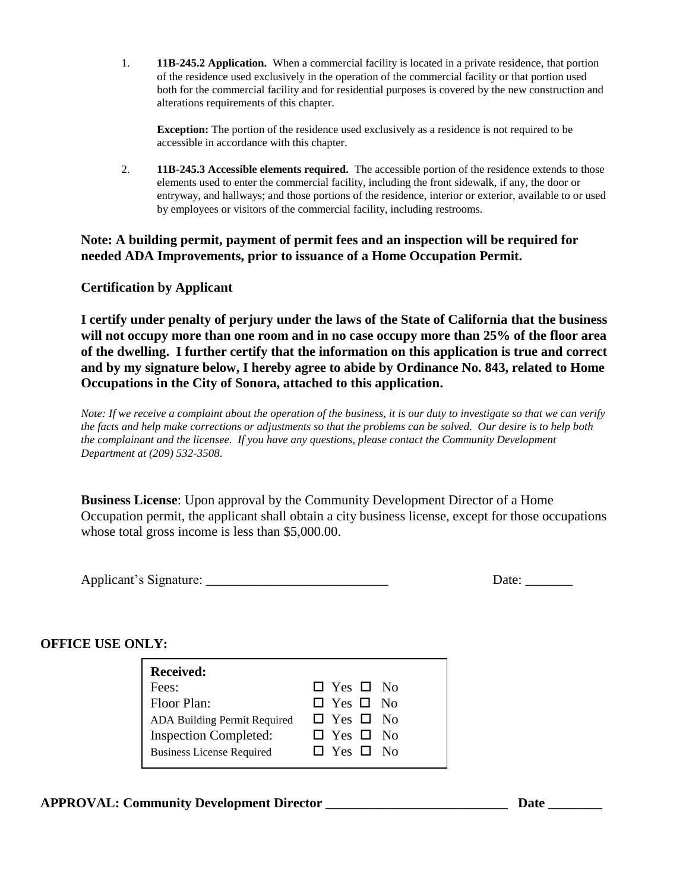1. **11B-245.2 Application.** When a commercial facility is located in a private residence, that portion of the residence used exclusively in the operation of the commercial facility or that portion used both for the commercial facility and for residential purposes is covered by the new construction and alterations requirements of this chapter.

   **Exception:** The portion of the residence used exclusively as a residence is not required to be accessible in accordance with this chapter.

2. **11B-245.3 Accessible elements required.** The accessible portion of the residence extends to those elements used to enter the commercial facility, including the front sidewalk, if any, the door or entryway, and hallways; and those portions of the residence, interior or exterior, available to or used by employees or visitors of the commercial facility, including restrooms.

**Note: A building permit, payment of permit fees and an inspection will be required for needed ADA Improvements, prior to issuance of a Home Occupation Permit.**

**Certification by Applicant**

**I certify under penalty of perjury under the laws of the State of California that the business will not occupy more than one room and in no case occupy more than 25% of the floor area of the dwelling. I further certify that the information on this application is true and correct and by my signature below, I hereby agree to abide by Ordinance No. 843, related to Home Occupations in the City of Sonora, attached to this application.**

*Note: If we receive a complaint about the operation of the business, it is our duty to investigate so that we can verify the facts and help make corrections or adjustments so that the problems can be solved. Our desire is to help both the complainant and the licensee. If you have any questions, please contact the Community Development Department at (209) 532-3508.*

**Business License**: Upon approval by the Community Development Director of a Home Occupation permit, the applicant shall obtain a city business license, except for those occupations whose total gross income is less than $5,000.00.

Applicant's Signature: ___________________________ Date: _______

**OFFICE USE ONLY:**

| **Received:** | |
|---|---|
| Fees: | ☐ Yes ☐ No |
| Floor Plan: | ☐ Yes ☐ No |
| ADA Building Permit Required | ☐ Yes ☐ No |
| Inspection Completed: | ☐ Yes ☐ No |
| Business License Required | ☐ Yes ☐ No |

**APPROVAL: Community Development Director ___________________________ Date ________**